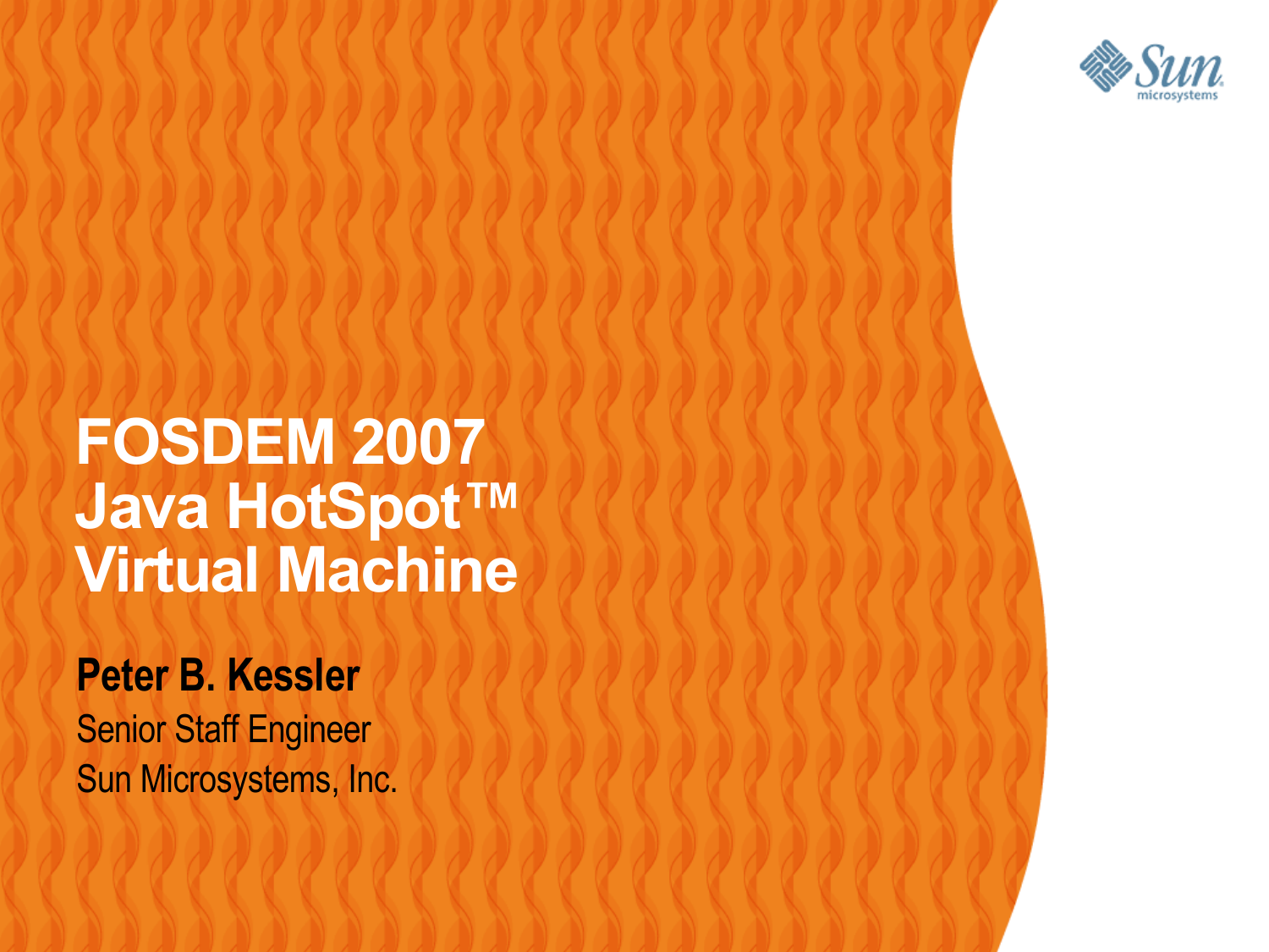# FOSDEM 2007 Java HotSpot™ Virtual Machine

**Peter B. Kessler**

Senior Staff Engineer

Sun Microsystems, Inc.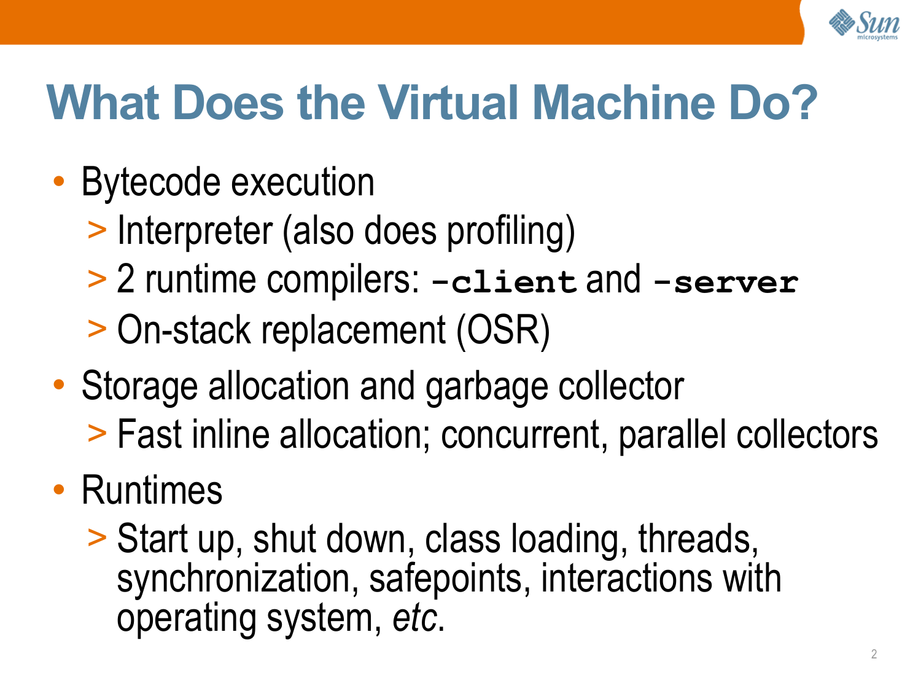# What Does the Virtual Machine Do?

- Bytecode execution
  - Interpreter (also does profiling)
  - 2 runtime compilers: **`-client`** and **`-server`**
  - On-stack replacement (OSR)
- Storage allocation and garbage collector
  - Fast inline allocation; concurrent, parallel collectors
- Runtimes
  - Start up, shut down, class loading, threads, synchronization, safepoints, interactions with operating system, *etc*.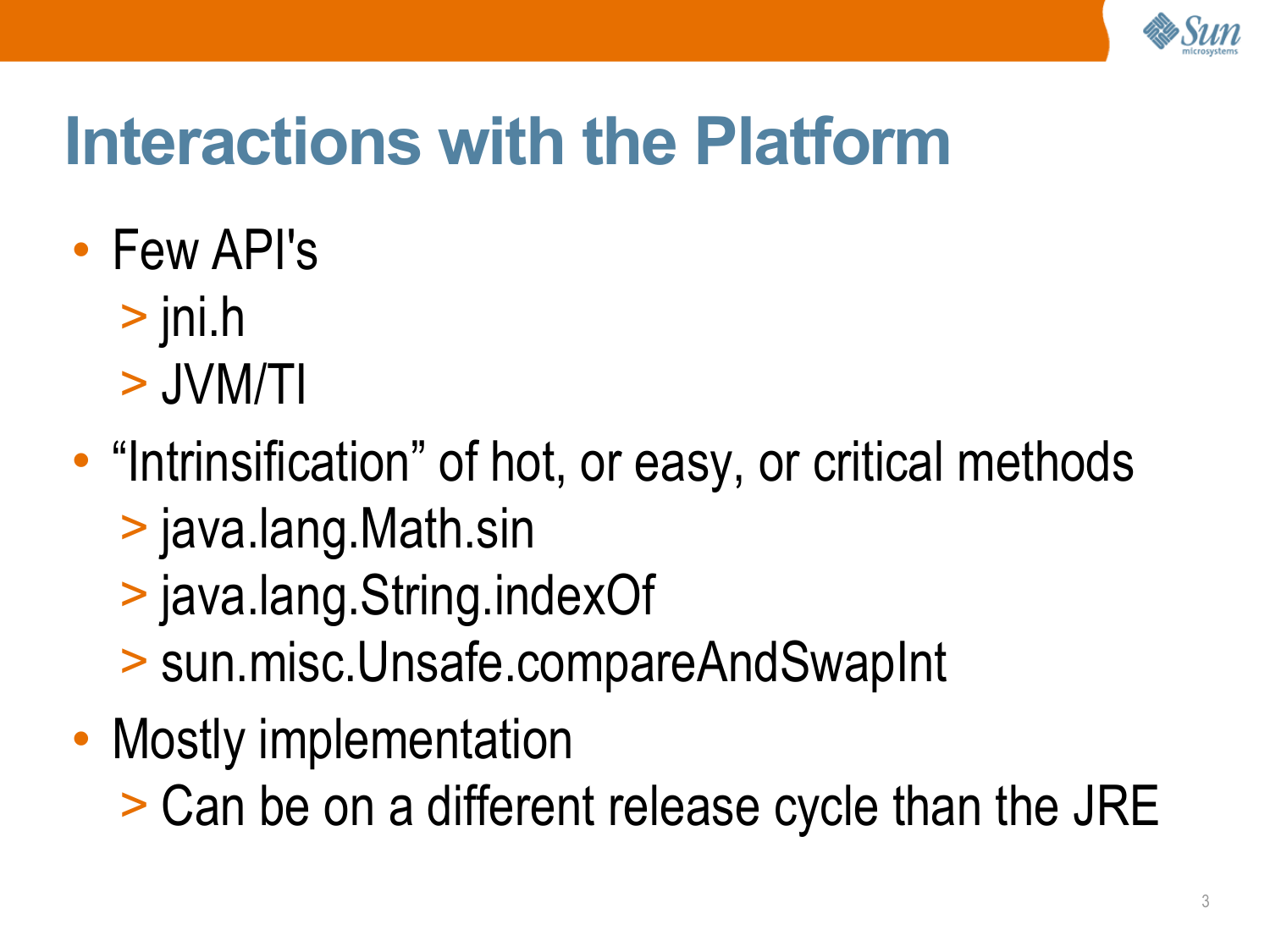# Interactions with the Platform

- Few API's
  - jni.h
  - JVM/TI
- "Intrinsification" of hot, or easy, or critical methods
  - java.lang.Math.sin
  - java.lang.String.indexOf
  - sun.misc.Unsafe.compareAndSwapInt
- Mostly implementation
  - Can be on a different release cycle than the JRE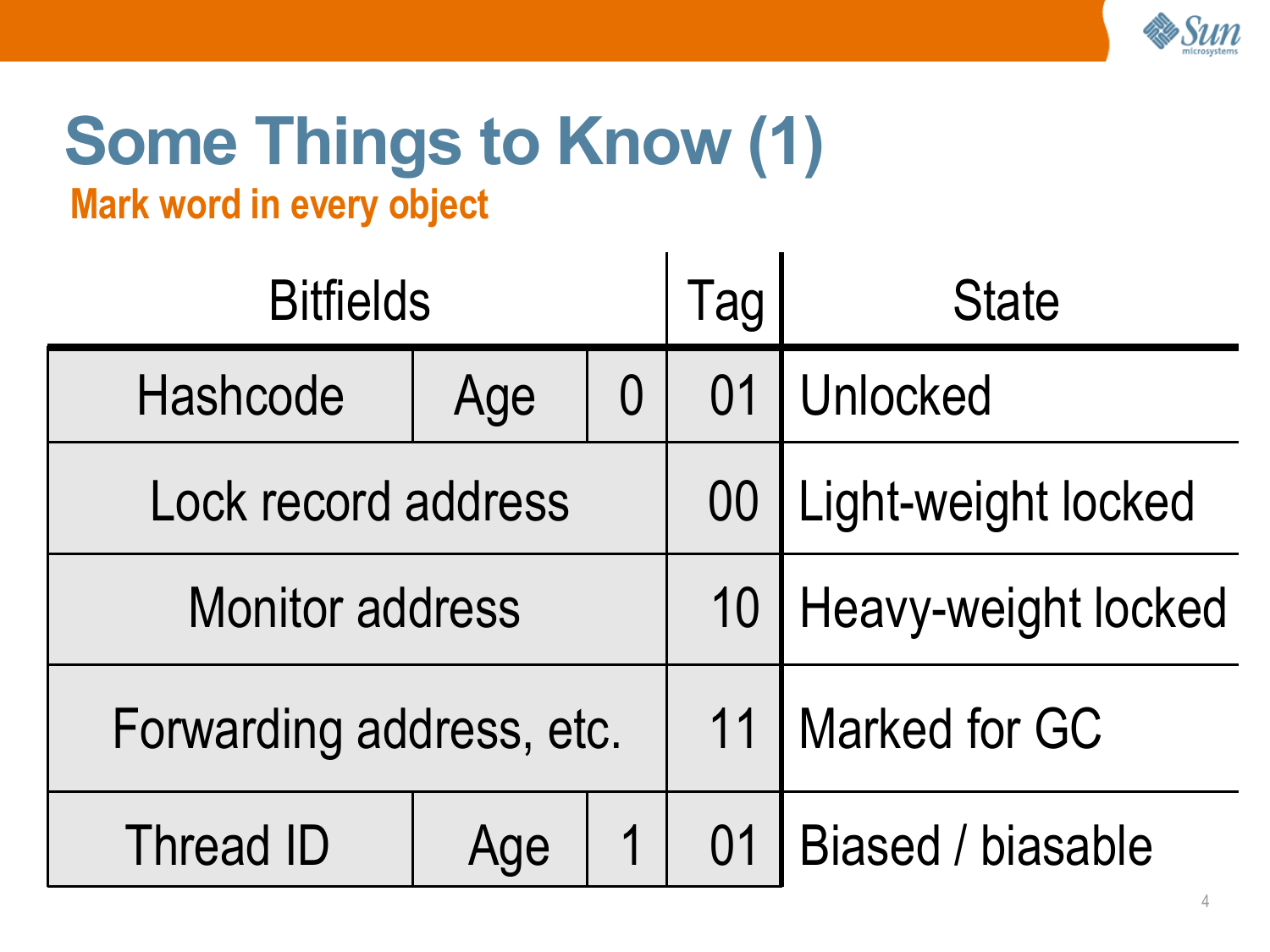# Some Things to Know (1)

## Mark word in every object

| Bitfields | | | Tag | State |
|---|---|---|---|---|
| Hashcode | Age | 0 | 01 | Unlocked |
| Lock record address | | | 00 | Light-weight locked |
| Monitor address | | | 10 | Heavy-weight locked |
| Forwarding address, etc. | | | 11 | Marked for GC |
| Thread ID | Age | 1 | 01 | Biased / biasable |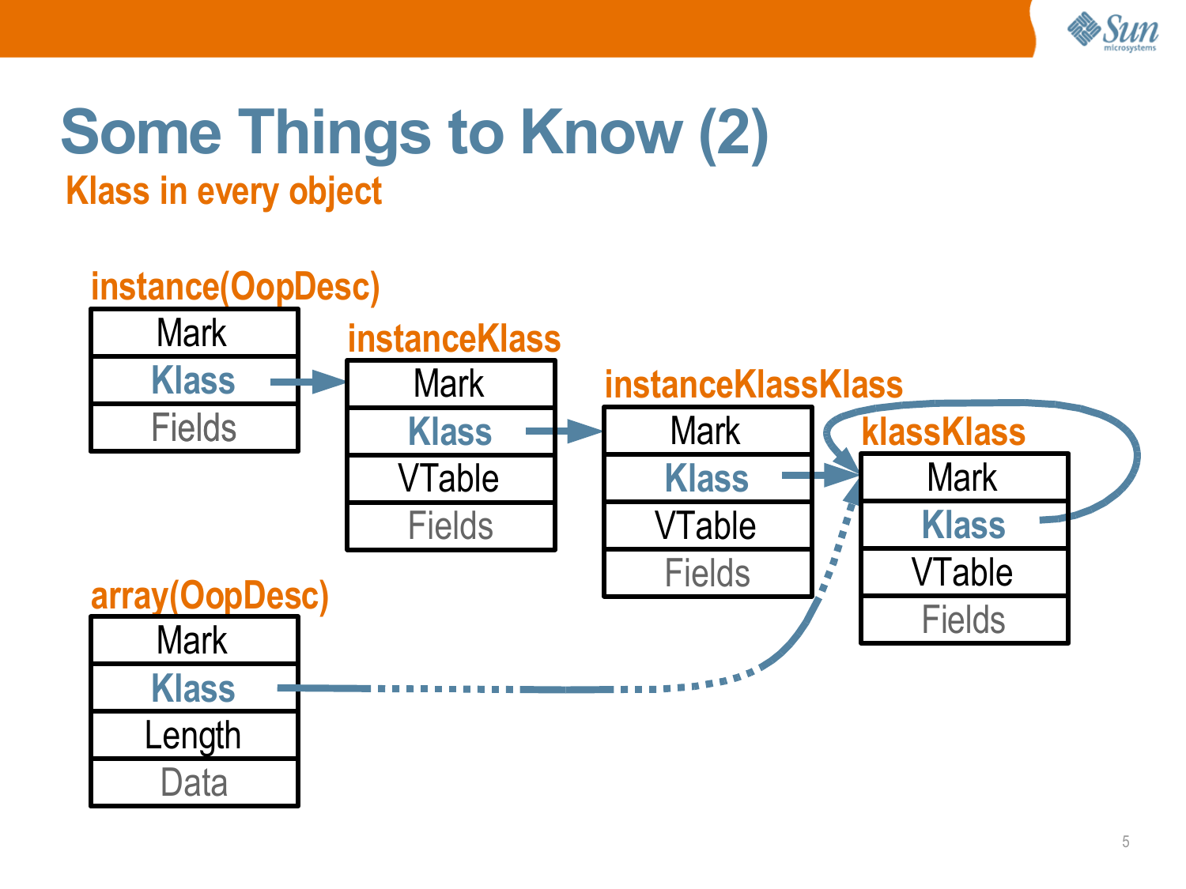# Some Things to Know (2)

## Klass in every object

**instance(OopDesc)**

| Mark |
| --- |
| Klass |
| Fields |

**instanceKlass**

| Mark |
| --- |
| Klass |
| VTable |
| Fields |

**instanceKlassKlass**

| Mark |
| --- |
| Klass |
| VTable |
| Fields |

**klassKlass**

| Mark |
| --- |
| Klass |
| VTable |
| Fields |

**array(OopDesc)**

| Mark |
| --- |
| Klass |
| Length |
| Data |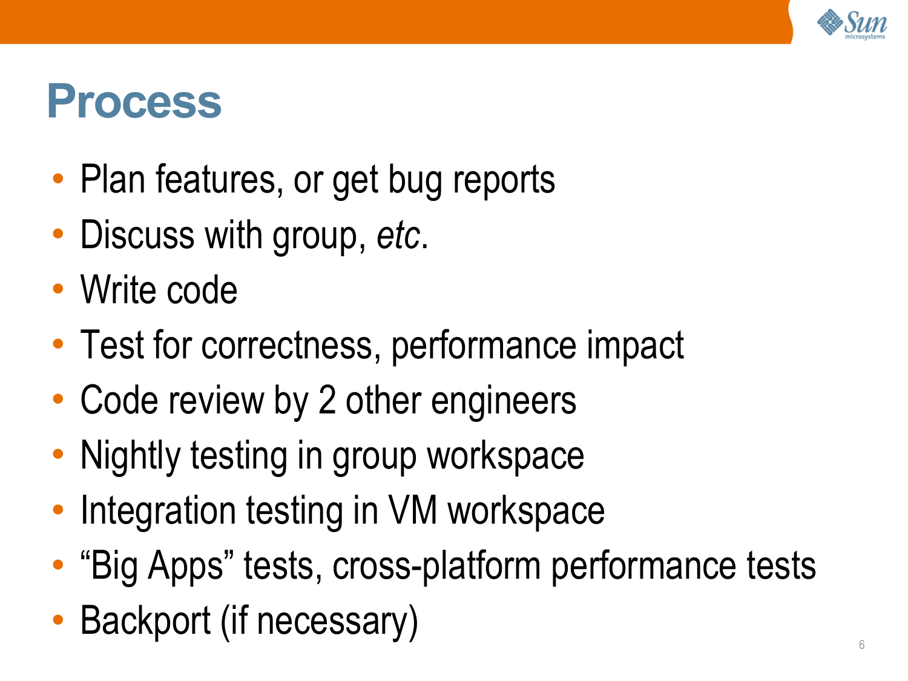# Process

- Plan features, or get bug reports
- Discuss with group, *etc*.
- Write code
- Test for correctness, performance impact
- Code review by 2 other engineers
- Nightly testing in group workspace
- Integration testing in VM workspace
- “Big Apps” tests, cross-platform performance tests
- Backport (if necessary)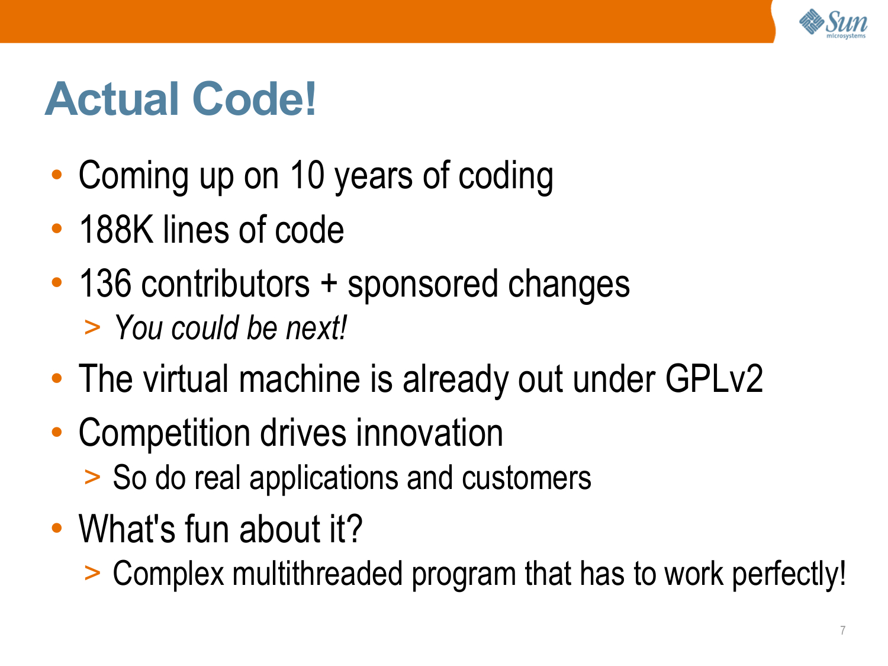# Actual Code!

- Coming up on 10 years of coding
- 188K lines of code
- 136 contributors + sponsored changes
  - *You could be next!*
- The virtual machine is already out under GPLv2
- Competition drives innovation
  - So do real applications and customers
- What's fun about it?
  - Complex multithreaded program that has to work perfectly!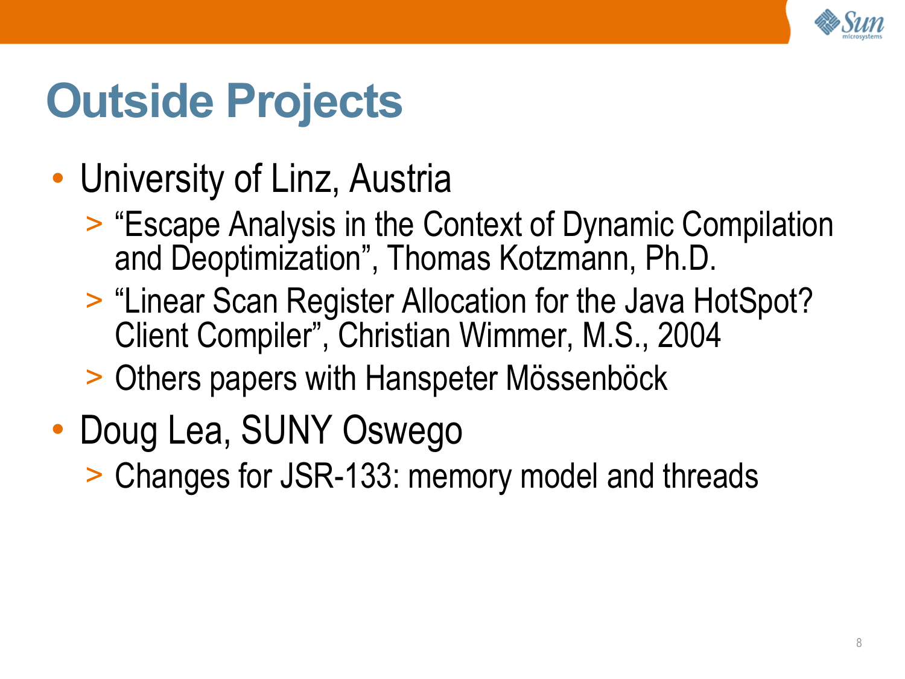# Outside Projects

- University of Linz, Austria
  - “Escape Analysis in the Context of Dynamic Compilation and Deoptimization”, Thomas Kotzmann, Ph.D.
  - “Linear Scan Register Allocation for the Java HotSpot? Client Compiler”, Christian Wimmer, M.S., 2004
  - Others papers with Hanspeter Mössenböck
- Doug Lea, SUNY Oswego
  - Changes for JSR-133: memory model and threads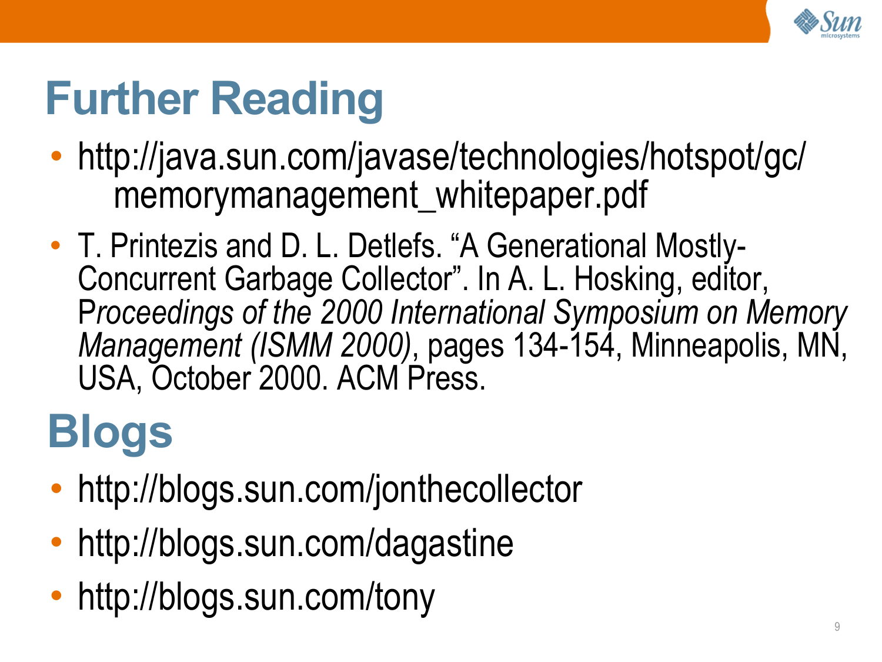# Further Reading

- http://java.sun.com/javase/technologies/hotspot/gc/memorymanagement_whitepaper.pdf
- T. Printezis and D. L. Detlefs. "A Generational Mostly-Concurrent Garbage Collector". In A. L. Hosking, editor, P*roceedings of the 2000 International Symposium on Memory Management (ISMM 2000)*, pages 134-154, Minneapolis, MN, USA, October 2000. ACM Press.

# Blogs

- http://blogs.sun.com/jonthecollector
- http://blogs.sun.com/dagastine
- http://blogs.sun.com/tony